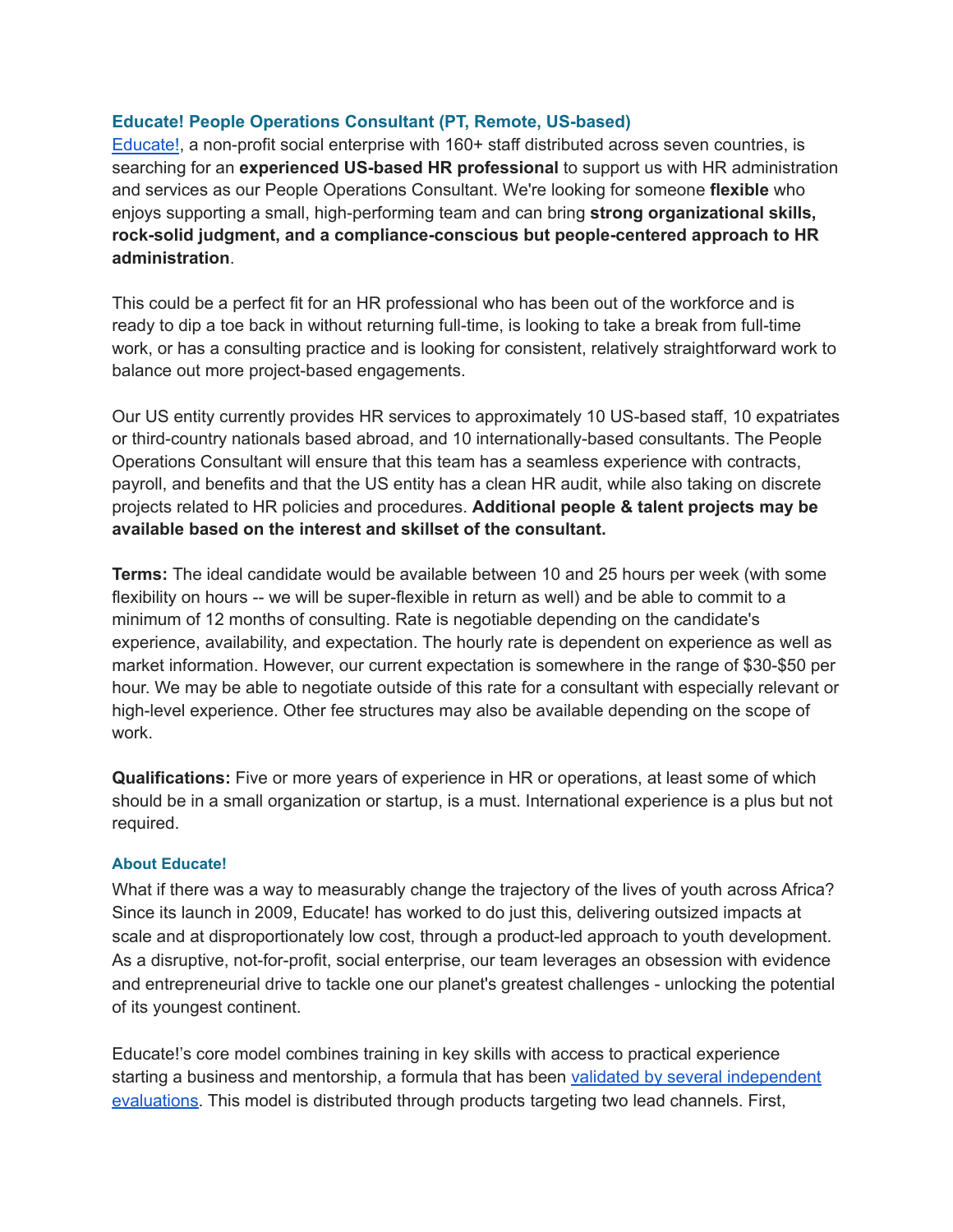## Educate! People Operations Consultant (PT, Remote, US-based)

Educate!, a non-profit social enterprise with 160+ staff distributed across seven countries, is searching for an **experienced US-based HR professional** to support us with HR administration and services as our People Operations Consultant. We're looking for someone **flexible** who enjoys supporting a small, high-performing team and can bring **strong organizational skills, rock-solid judgment, and a compliance-conscious but people-centered approach to HR administration**.

This could be a perfect fit for an HR professional who has been out of the workforce and is ready to dip a toe back in without returning full-time, is looking to take a break from full-time work, or has a consulting practice and is looking for consistent, relatively straightforward work to balance out more project-based engagements.

Our US entity currently provides HR services to approximately 10 US-based staff, 10 expatriates or third-country nationals based abroad, and 10 internationally-based consultants. The People Operations Consultant will ensure that this team has a seamless experience with contracts, payroll, and benefits and that the US entity has a clean HR audit, while also taking on discrete projects related to HR policies and procedures. **Additional people & talent projects may be available based on the interest and skillset of the consultant.**

**Terms:** The ideal candidate would be available between 10 and 25 hours per week (with some flexibility on hours -- we will be super-flexible in return as well) and be able to commit to a minimum of 12 months of consulting. Rate is negotiable depending on the candidate's experience, availability, and expectation. The hourly rate is dependent on experience as well as market information. However, our current expectation is somewhere in the range of $30-$50 per hour. We may be able to negotiate outside of this rate for a consultant with especially relevant or high-level experience. Other fee structures may also be available depending on the scope of work.

**Qualifications:** Five or more years of experience in HR or operations, at least some of which should be in a small organization or startup, is a must. International experience is a plus but not required.

### About Educate!

What if there was a way to measurably change the trajectory of the lives of youth across Africa? Since its launch in 2009, Educate! has worked to do just this, delivering outsized impacts at scale and at disproportionately low cost, through a product-led approach to youth development. As a disruptive, not-for-profit, social enterprise, our team leverages an obsession with evidence and entrepreneurial drive to tackle one our planet's greatest challenges - unlocking the potential of its youngest continent.

Educate!'s core model combines training in key skills with access to practical experience starting a business and mentorship, a formula that has been validated by several independent evaluations. This model is distributed through products targeting two lead channels. First,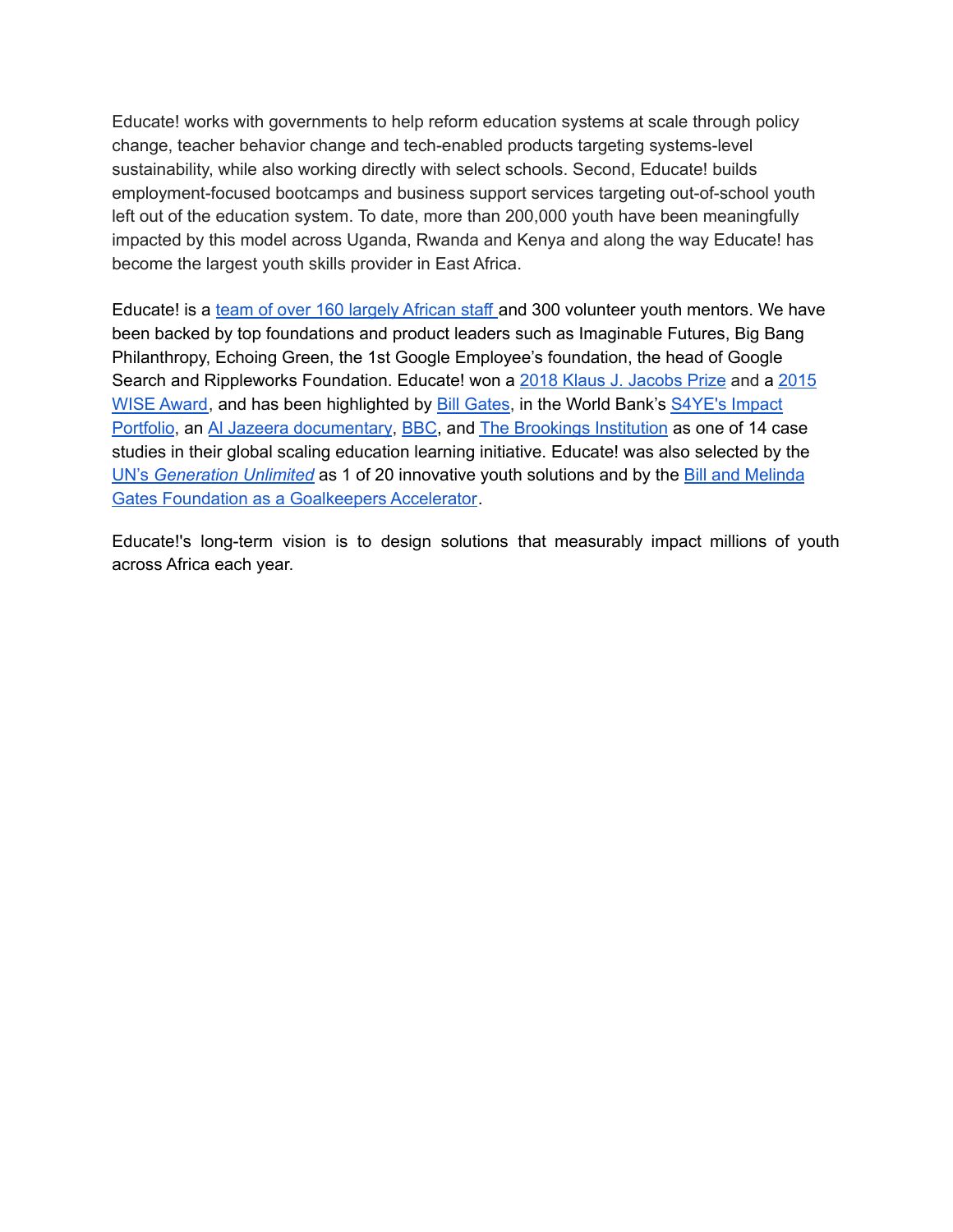Educate! works with governments to help reform education systems at scale through policy change, teacher behavior change and tech-enabled products targeting systems-level sustainability, while also working directly with select schools. Second, Educate! builds employment-focused bootcamps and business support services targeting out-of-school youth left out of the education system. To date, more than 200,000 youth have been meaningfully impacted by this model across Uganda, Rwanda and Kenya and along the way Educate! has become the largest youth skills provider in East Africa.

Educate! is a team of over 160 largely African staff and 300 volunteer youth mentors. We have been backed by top foundations and product leaders such as Imaginable Futures, Big Bang Philanthropy, Echoing Green, the 1st Google Employee's foundation, the head of Google Search and Rippleworks Foundation. Educate! won a 2018 Klaus J. Jacobs Prize and a 2015 WISE Award, and has been highlighted by Bill Gates, in the World Bank's S4YE's Impact Portfolio, an Al Jazeera documentary, BBC, and The Brookings Institution as one of 14 case studies in their global scaling education learning initiative. Educate! was also selected by the UN's *Generation Unlimited* as 1 of 20 innovative youth solutions and by the Bill and Melinda Gates Foundation as a Goalkeepers Accelerator.

Educate!'s long-term vision is to design solutions that measurably impact millions of youth across Africa each year.